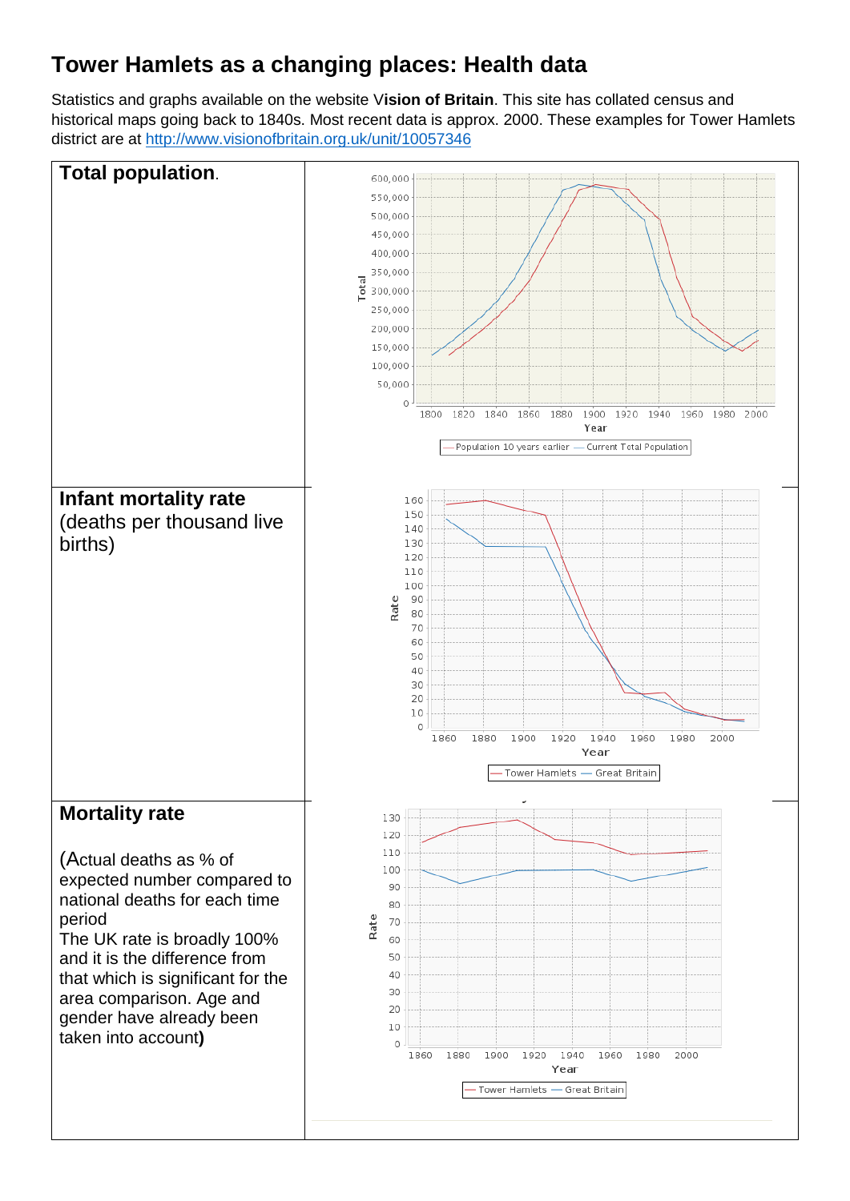# Tower Hamlets as a changing places: Health data

Statistics and graphs available on the website V**ision of Britain**. This site has collated census and historical maps going back to 1840s. Most recent data is approx. 2000. These examples for Tower Hamlets district are at [http://www.visionofbritain.org.uk/unit/10057346](http://www.visionofbritain.org.uk/unit/10057346)

| | |
|---|---|
| **Total population**. | |
| **Infant mortality rate** (deaths per thousand live births) | |
| **Mortality rate** <br><br> (Actual deaths as % of expected number compared to national deaths for each time period <br> The UK rate is broadly 100% and it is the difference from that which is significant for the area comparison. Age and gender have already been taken into account**)** | |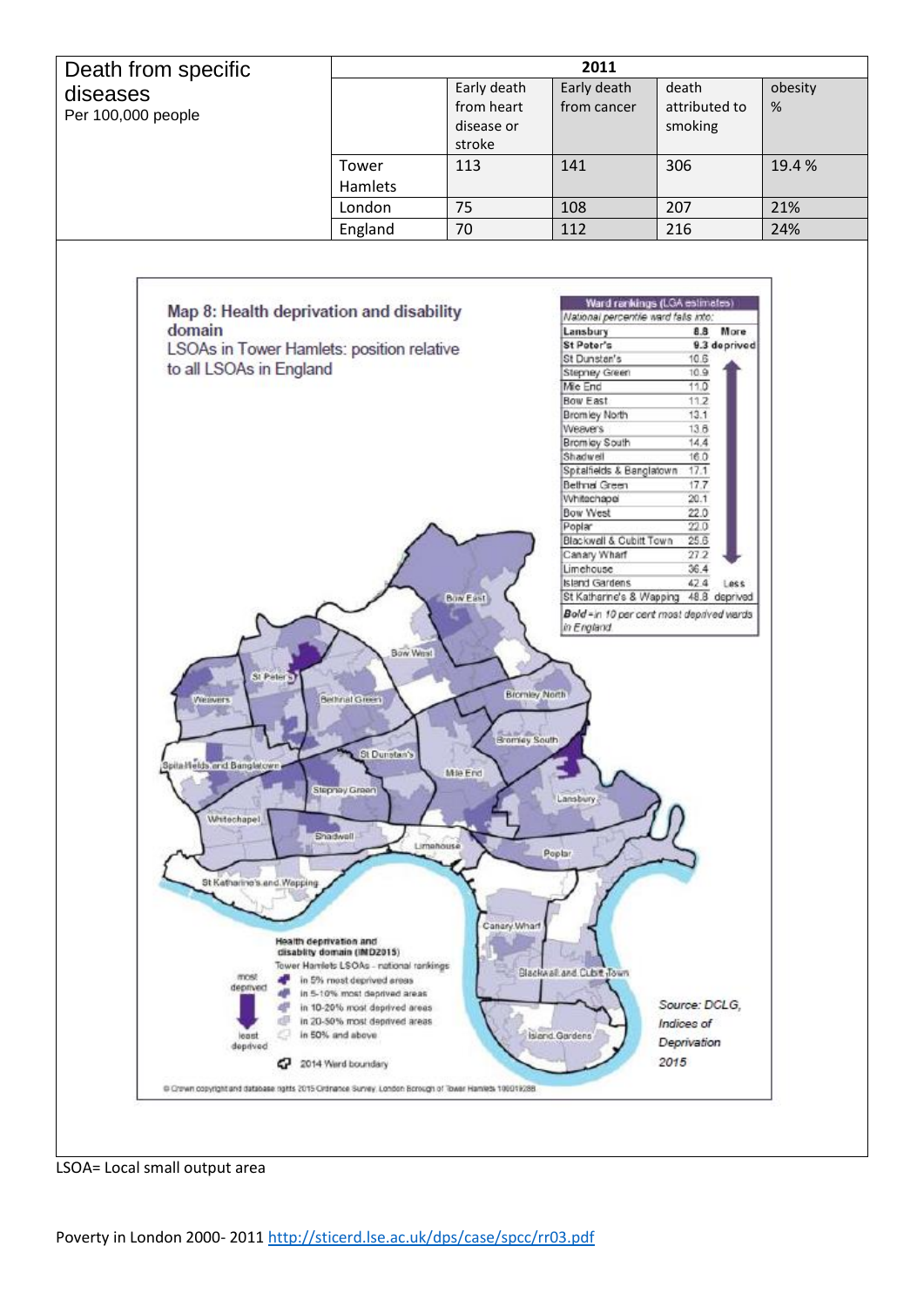| Death from specific diseases Per 100,000 people | 2011 | | | | |
|---|---|---|---|---|---|
| | | Early death from heart disease or stroke | Early death from cancer | death attributed to smoking | obesity % |
| | Tower Hamlets | 113 | 141 | 306 | 19.4 % |
| | London | 75 | 108 | 207 | 21% |
| | England | 70 | 112 | 216 | 24% |

**Map 8: Health deprivation and disability domain**

LSOAs in Tower Hamlets: position relative to all LSOAs in England

| Ward rankings (LGA estimates) National percentile ward falls into: | | |
|---|---|---|
| **Lansbury** | **8.8** | More deprived |
| **St Peter's** | **9.3** | |
| St Dunstan's | 10.6 | |
| Stepney Green | 10.9 | |
| Mile End | 11.0 | |
| Bow East | 11.2 | |
| Bromley North | 13.1 | |
| Weavers | 13.6 | |
| Bromley South | 14.4 | |
| Shadwell | 16.0 | |
| Spitalfields & Banglatown | 17.1 | |
| Bethnal Green | 17.7 | |
| Whitechapel | 20.1 | |
| Bow West | 22.0 | |
| Poplar | 22.0 | |
| Blackwall & Cubitt Town | 25.6 | |
| Canary Wharf | 27.2 | |
| Limehouse | 36.4 | |
| Island Gardens | 42.4 | Less deprived |
| St Katharine's & Wapping | 48.8 | |

*Bold = in 10 per cent most deprived wards in England*

Health deprivation and disability domain (IMD2015)
Tower Hamlets LSOAs - national rankings
- in 5% most deprived areas
- in 5-10% most deprived areas
- in 10-20% most deprived areas
- in 20-50% most deprived areas
- in 50% and above

2014 Ward boundary

*Source: DCLG, Indices of Deprivation 2015*

© Crown copyright and database rights 2015 Ordnance Survey. London Borough of Tower Hamlets 100019288

LSOA= Local small output area

Poverty in London 2000- 2011 http://sticerd.lse.ac.uk/dps/case/spcc/rr03.pdf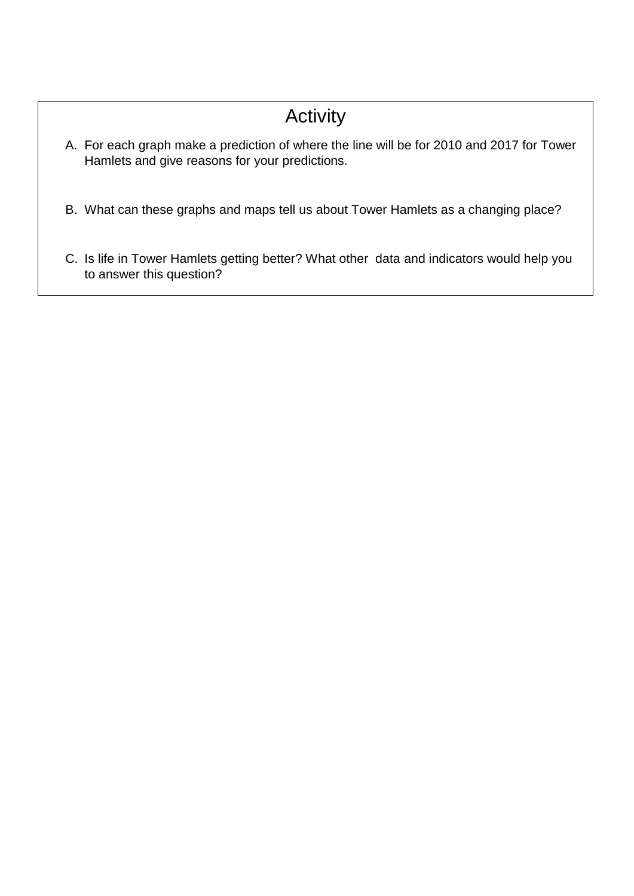## Activity

A. For each graph make a prediction of where the line will be for 2010 and 2017 for Tower Hamlets and give reasons for your predictions.

B. What can these graphs and maps tell us about Tower Hamlets as a changing place?

C. Is life in Tower Hamlets getting better? What other data and indicators would help you to answer this question?